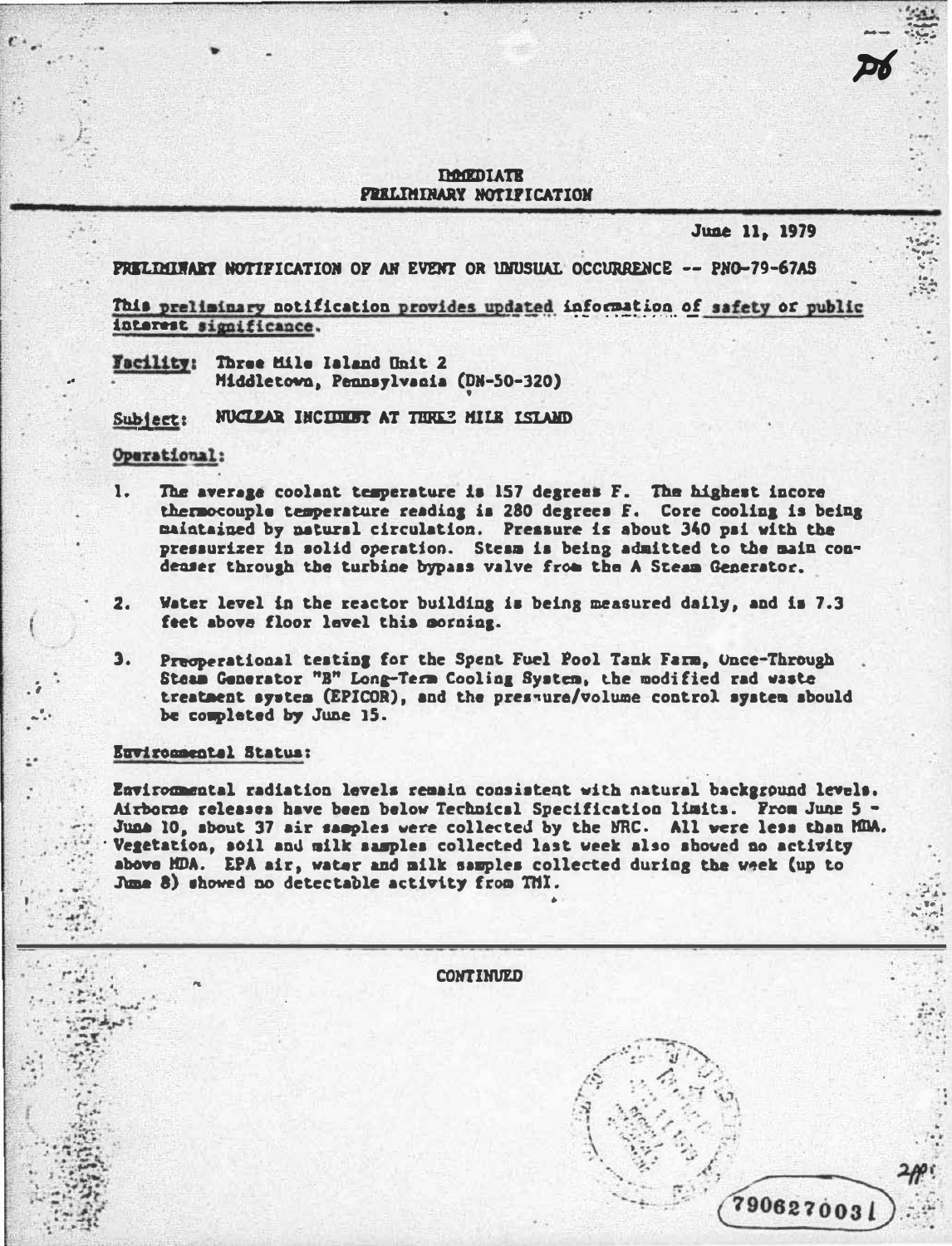# IMMEDIATE PRELIMINARY NOTIFICATION

June 11, 1979

PRELIMINARY NOTIFICATION OF AN EVENT OR UNUSUAL OCCURRENCE -- PNO-79-67AS

This preliminary notification provides updated information of safety or public interest significance.

**Facility:** Three Mile Island Unit 2
Middletown, Pennsylvania (DN-50-320)

**Subject:** NUCLEAR INCIDENT AT THREE MILE ISLAND

**Operational:**

1. The average coolant temperature is 157 degrees F. The highest incore thermocouple temperature reading is 280 degrees F. Core cooling is being maintained by natural circulation. Pressure is about 340 psi with the pressurizer in solid operation. Steam is being admitted to the main condenser through the turbine bypass valve from the A Steam Generator.

2. Water level in the reactor building is being measured daily, and is 7.3 feet above floor level this morning.

3. Preoperational testing for the Spent Fuel Pool Tank Farm, Once-Through Steam Generator "B" Long-Term Cooling System, the modified rad waste treatment system (EPICOR), and the pressure/volume control system should be completed by June 15.

**Environmental Status:**

Environmental radiation levels remain consistent with natural background levels. Airborne releases have been below Technical Specification limits. From June 5 - June 10, about 37 air samples were collected by the NRC. All were less than MDA. Vegetation, soil and milk samples collected last week also showed no activity above MDA. EPA air, water and milk samples collected during the week (up to June 8) showed no detectable activity from TMI.

CONTINUED

7906270031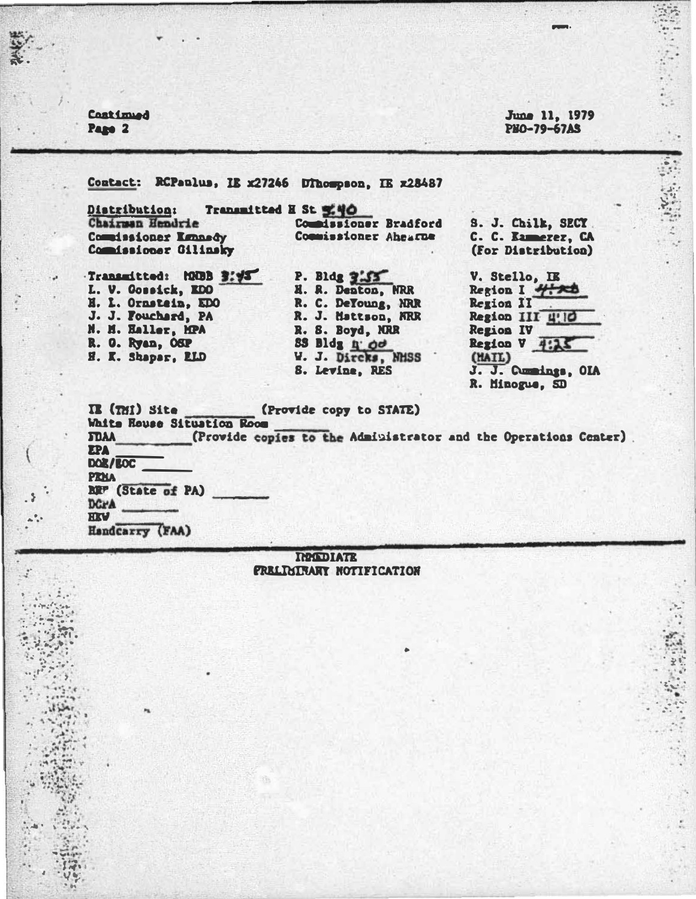Continued
Page 2

June 11, 1979
PNO-79-67AS

Contact: RCPaulus, IE x27246 DThompson, IE x28487

Distribution: Transmitted H St 3:40

| | | |
|---|---|---|
| Chairman Hendrie | Commissioner Bradford | S. J. Chilk, SECY |
| Commissioner Kennedy | Commissioner Ahearne | C. C. Kammerer, CA |
| Commissioner Gilinsky | | (For Distribution) |
| Transmitted: MNBB 3:45 | P. Bldg 3:55 | V. Stello, IE |
| L. V. Gossick, EDO | H. R. Denton, NRR | Region I 4:00 |
| H. L. Ornstein, EDO | R. C. DeYoung, NRR | Region II |
| J. J. Fouchard, PA | R. J. Mattson, NRR | Region III 4:10 |
| N. M. Haller, MPA | R. S. Boyd, NRR | Region IV |
| R. G. Ryan, OSP | SS Bldg 4:00 | Region V 4:25 |
| H. K. Shapar, ELD | W. J. Dircks, NMSS | (MAIL) |
| | S. Levine, RES | J. J. Cummings, OIA |
| | | R. Minogue, SD |

IE (TMI) Site \_\_\_\_\_\_\_\_ (Provide copy to STATE)
White House Situation Room \_\_\_\_\_\_\_\_
FDAA \_\_\_\_\_\_\_\_ (Provide copies to the Administrator and the Operations Center)
EPA \_\_\_\_\_\_\_\_
DOE/EOC \_\_\_\_\_\_\_\_
PEMA
BRP (State of PA) \_\_\_\_\_\_\_\_
DCPA \_\_\_\_\_\_\_\_
HEW
Handcarry (FAA)

IMMEDIATE
PRELIMINARY NOTIFICATION